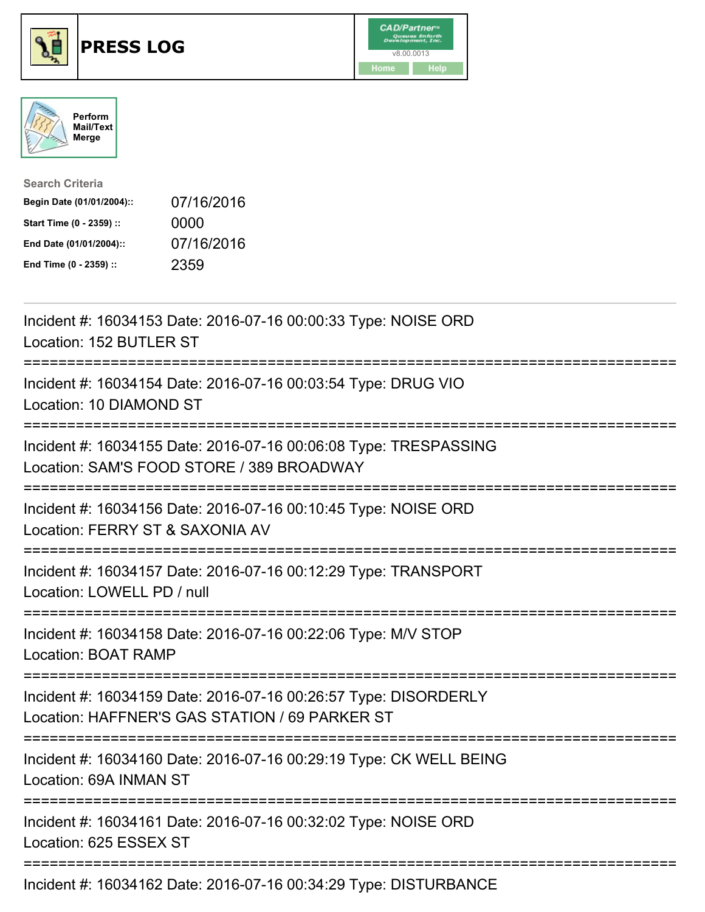# PRESS LOG

CAD/Partner™ v8.00.0013

Home | Help

Perform Mail/Text Merge

**Search Criteria**

| | |
|---|---|
| **Begin Date (01/01/2004)::** | 07/16/2016 |
| **Start Time (0 - 2359) ::** | 0000 |
| **End Date (01/01/2004)::** | 07/16/2016 |
| **End Time (0 - 2359) ::** | 2359 |

---

Incident #: 16034153 Date: 2016-07-16 00:00:33 Type: NOISE ORD
Location: 152 BUTLER ST

===========================================================================

Incident #: 16034154 Date: 2016-07-16 00:03:54 Type: DRUG VIO
Location: 10 DIAMOND ST

===========================================================================

Incident #: 16034155 Date: 2016-07-16 00:06:08 Type: TRESPASSING
Location: SAM'S FOOD STORE / 389 BROADWAY

===========================================================================

Incident #: 16034156 Date: 2016-07-16 00:10:45 Type: NOISE ORD
Location: FERRY ST & SAXONIA AV

===========================================================================

Incident #: 16034157 Date: 2016-07-16 00:12:29 Type: TRANSPORT
Location: LOWELL PD / null

===========================================================================

Incident #: 16034158 Date: 2016-07-16 00:22:06 Type: M/V STOP
Location: BOAT RAMP

===========================================================================

Incident #: 16034159 Date: 2016-07-16 00:26:57 Type: DISORDERLY
Location: HAFFNER'S GAS STATION / 69 PARKER ST

===========================================================================

Incident #: 16034160 Date: 2016-07-16 00:29:19 Type: CK WELL BEING
Location: 69A INMAN ST

===========================================================================

Incident #: 16034161 Date: 2016-07-16 00:32:02 Type: NOISE ORD
Location: 625 ESSEX ST

===========================================================================

Incident #: 16034162 Date: 2016-07-16 00:34:29 Type: DISTURBANCE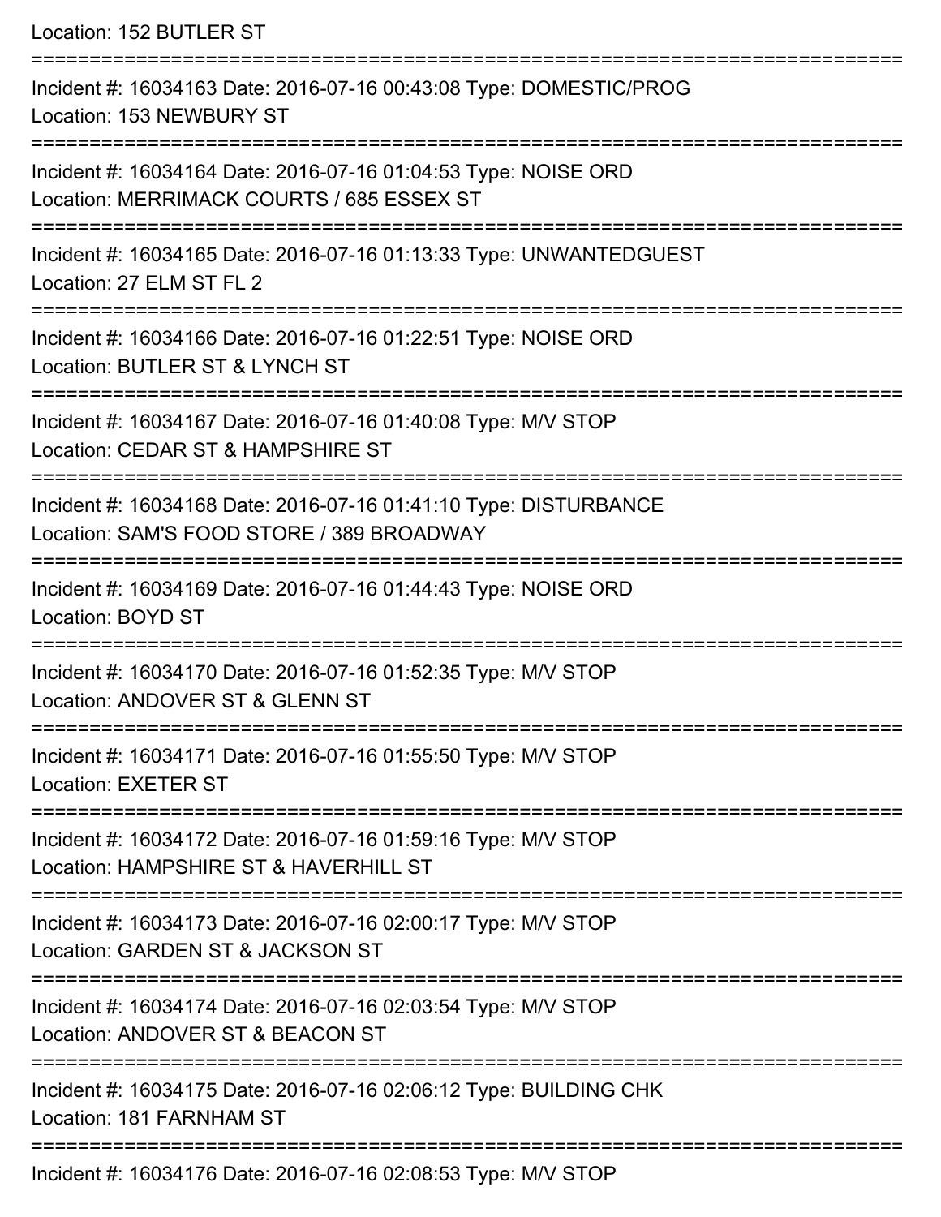Location: 152 BUTLER ST

===========================================================================

Incident #: 16034163 Date: 2016-07-16 00:43:08 Type: DOMESTIC/PROG

Location: 153 NEWBURY ST

===========================================================================

Incident #: 16034164 Date: 2016-07-16 01:04:53 Type: NOISE ORD

Location: MERRIMACK COURTS / 685 ESSEX ST

===========================================================================

Incident #: 16034165 Date: 2016-07-16 01:13:33 Type: UNWANTEDGUEST

Location: 27 ELM ST FL 2

===========================================================================

Incident #: 16034166 Date: 2016-07-16 01:22:51 Type: NOISE ORD

Location: BUTLER ST & LYNCH ST

===========================================================================

Incident #: 16034167 Date: 2016-07-16 01:40:08 Type: M/V STOP

Location: CEDAR ST & HAMPSHIRE ST

===========================================================================

Incident #: 16034168 Date: 2016-07-16 01:41:10 Type: DISTURBANCE

Location: SAM'S FOOD STORE / 389 BROADWAY

===========================================================================

Incident #: 16034169 Date: 2016-07-16 01:44:43 Type: NOISE ORD

Location: BOYD ST

===========================================================================

Incident #: 16034170 Date: 2016-07-16 01:52:35 Type: M/V STOP

Location: ANDOVER ST & GLENN ST

===========================================================================

Incident #: 16034171 Date: 2016-07-16 01:55:50 Type: M/V STOP

Location: EXETER ST

===========================================================================

Incident #: 16034172 Date: 2016-07-16 01:59:16 Type: M/V STOP

Location: HAMPSHIRE ST & HAVERHILL ST

===========================================================================

Incident #: 16034173 Date: 2016-07-16 02:00:17 Type: M/V STOP

Location: GARDEN ST & JACKSON ST

===========================================================================

Incident #: 16034174 Date: 2016-07-16 02:03:54 Type: M/V STOP

Location: ANDOVER ST & BEACON ST

===========================================================================

Incident #: 16034175 Date: 2016-07-16 02:06:12 Type: BUILDING CHK

Location: 181 FARNHAM ST

===========================================================================

Incident #: 16034176 Date: 2016-07-16 02:08:53 Type: M/V STOP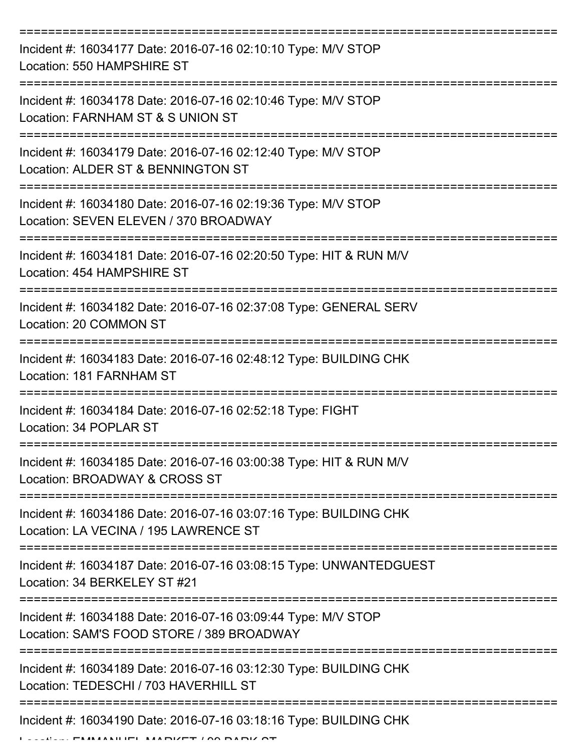===========================================================================

Incident #: 16034177 Date: 2016-07-16 02:10:10 Type: M/V STOP
Location: 550 HAMPSHIRE ST

===========================================================================

Incident #: 16034178 Date: 2016-07-16 02:10:46 Type: M/V STOP
Location: FARNHAM ST & S UNION ST

===========================================================================

Incident #: 16034179 Date: 2016-07-16 02:12:40 Type: M/V STOP
Location: ALDER ST & BENNINGTON ST

===========================================================================

Incident #: 16034180 Date: 2016-07-16 02:19:36 Type: M/V STOP
Location: SEVEN ELEVEN / 370 BROADWAY

===========================================================================

Incident #: 16034181 Date: 2016-07-16 02:20:50 Type: HIT & RUN M/V
Location: 454 HAMPSHIRE ST

===========================================================================

Incident #: 16034182 Date: 2016-07-16 02:37:08 Type: GENERAL SERV
Location: 20 COMMON ST

===========================================================================

Incident #: 16034183 Date: 2016-07-16 02:48:12 Type: BUILDING CHK
Location: 181 FARNHAM ST

===========================================================================

Incident #: 16034184 Date: 2016-07-16 02:52:18 Type: FIGHT
Location: 34 POPLAR ST

===========================================================================

Incident #: 16034185 Date: 2016-07-16 03:00:38 Type: HIT & RUN M/V
Location: BROADWAY & CROSS ST

===========================================================================

Incident #: 16034186 Date: 2016-07-16 03:07:16 Type: BUILDING CHK
Location: LA VECINA / 195 LAWRENCE ST

===========================================================================

Incident #: 16034187 Date: 2016-07-16 03:08:15 Type: UNWANTEDGUEST
Location: 34 BERKELEY ST #21

===========================================================================

Incident #: 16034188 Date: 2016-07-16 03:09:44 Type: M/V STOP
Location: SAM'S FOOD STORE / 389 BROADWAY

===========================================================================

Incident #: 16034189 Date: 2016-07-16 03:12:30 Type: BUILDING CHK
Location: TEDESCHI / 703 HAVERHILL ST

===========================================================================

Incident #: 16034190 Date: 2016-07-16 03:18:16 Type: BUILDING CHK
Location: EMMANUEL MARKET / 90 PARK ST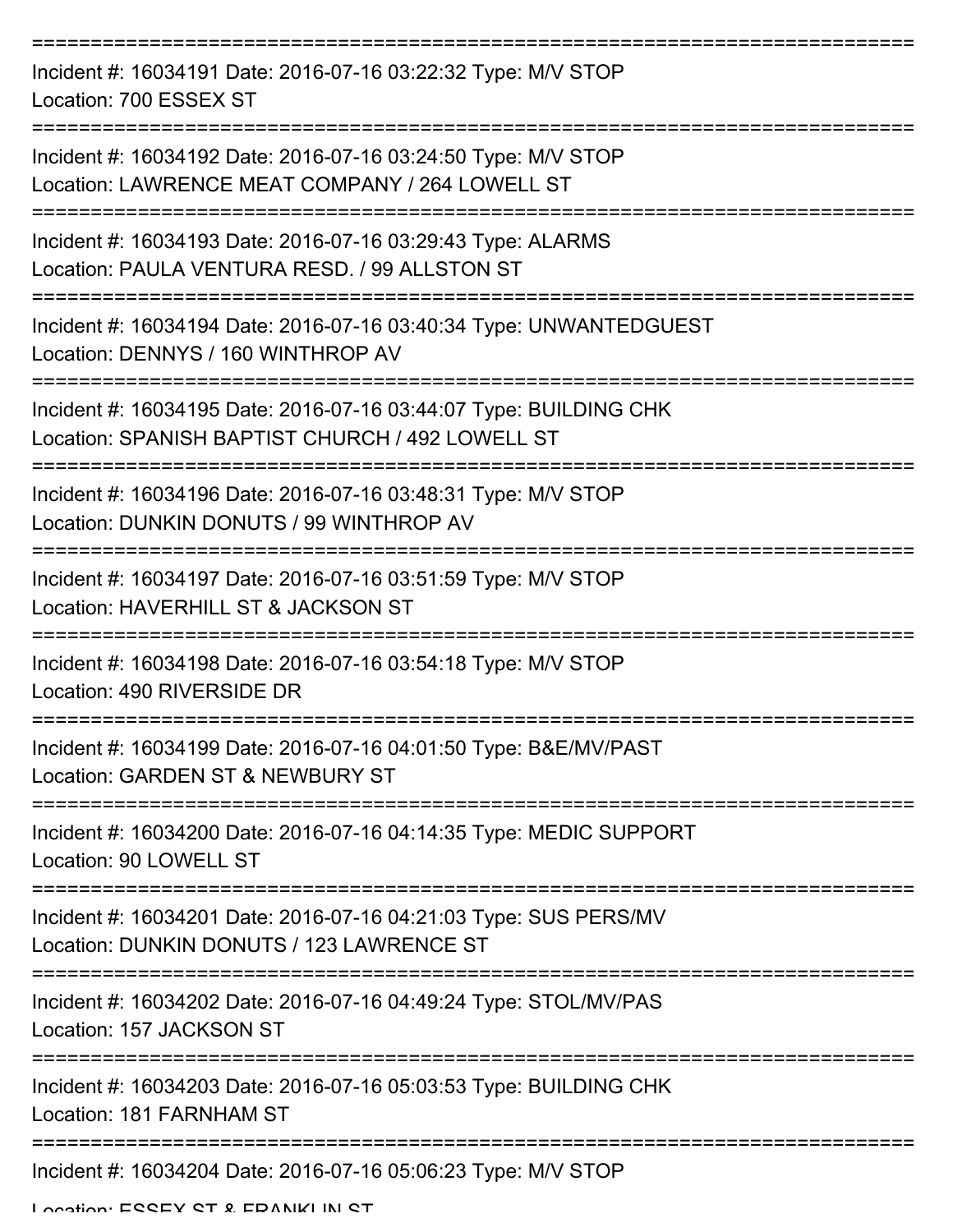===========================================================================

Incident #: 16034191 Date: 2016-07-16 03:22:32 Type: M/V STOP
Location: 700 ESSEX ST

===========================================================================

Incident #: 16034192 Date: 2016-07-16 03:24:50 Type: M/V STOP
Location: LAWRENCE MEAT COMPANY / 264 LOWELL ST

===========================================================================

Incident #: 16034193 Date: 2016-07-16 03:29:43 Type: ALARMS
Location: PAULA VENTURA RESD. / 99 ALLSTON ST

===========================================================================

Incident #: 16034194 Date: 2016-07-16 03:40:34 Type: UNWANTEDGUEST
Location: DENNYS / 160 WINTHROP AV

===========================================================================

Incident #: 16034195 Date: 2016-07-16 03:44:07 Type: BUILDING CHK
Location: SPANISH BAPTIST CHURCH / 492 LOWELL ST

===========================================================================

Incident #: 16034196 Date: 2016-07-16 03:48:31 Type: M/V STOP
Location: DUNKIN DONUTS / 99 WINTHROP AV

===========================================================================

Incident #: 16034197 Date: 2016-07-16 03:51:59 Type: M/V STOP
Location: HAVERHILL ST & JACKSON ST

===========================================================================

Incident #: 16034198 Date: 2016-07-16 03:54:18 Type: M/V STOP
Location: 490 RIVERSIDE DR

===========================================================================

Incident #: 16034199 Date: 2016-07-16 04:01:50 Type: B&E/MV/PAST
Location: GARDEN ST & NEWBURY ST

===========================================================================

Incident #: 16034200 Date: 2016-07-16 04:14:35 Type: MEDIC SUPPORT
Location: 90 LOWELL ST

===========================================================================

Incident #: 16034201 Date: 2016-07-16 04:21:03 Type: SUS PERS/MV
Location: DUNKIN DONUTS / 123 LAWRENCE ST

===========================================================================

Incident #: 16034202 Date: 2016-07-16 04:49:24 Type: STOL/MV/PAS
Location: 157 JACKSON ST

===========================================================================

Incident #: 16034203 Date: 2016-07-16 05:03:53 Type: BUILDING CHK
Location: 181 FARNHAM ST

===========================================================================

Incident #: 16034204 Date: 2016-07-16 05:06:23 Type: M/V STOP
Location: ESSEX ST & FRANKLIN ST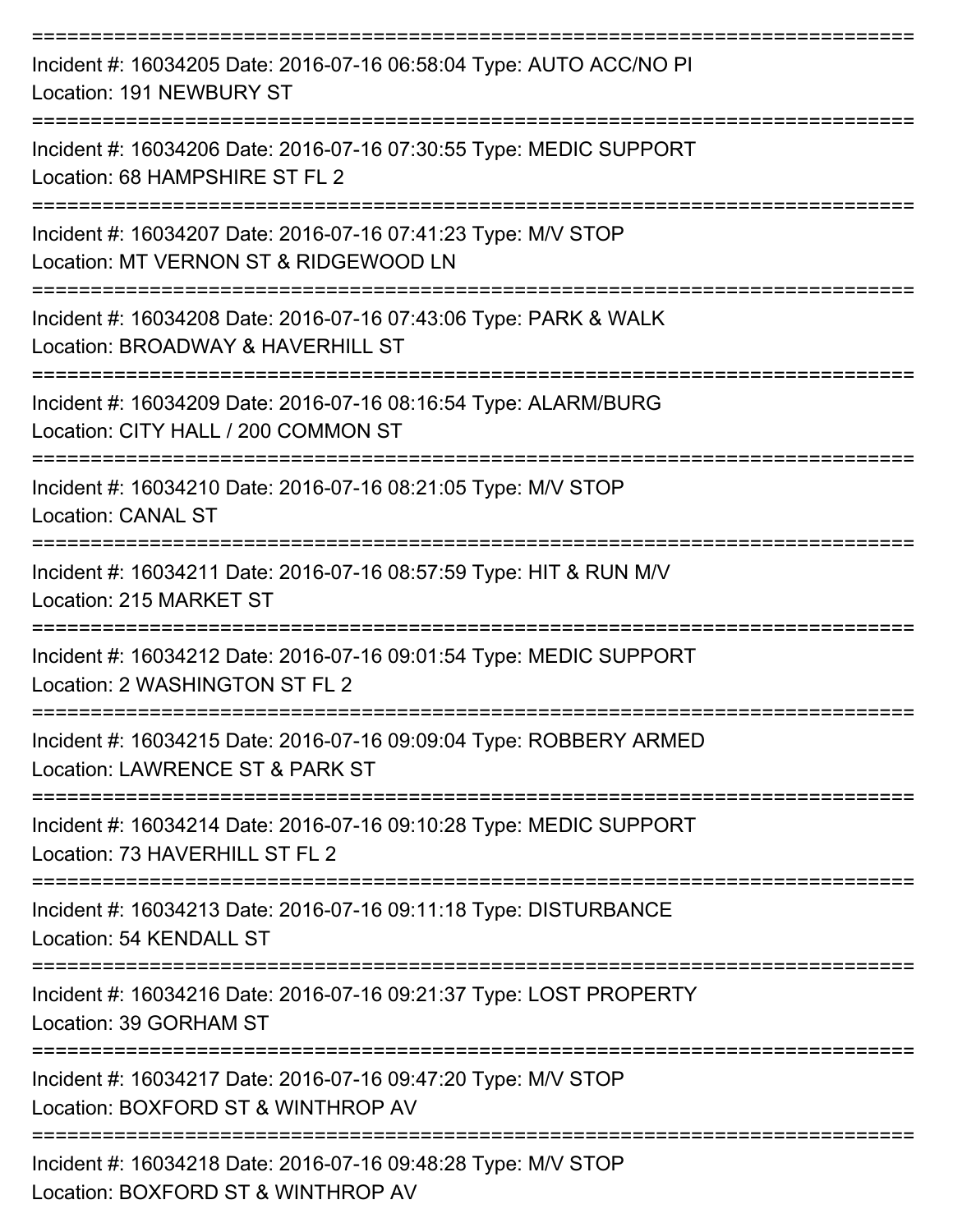Incident #: 16034205 Date: 2016-07-16 06:58:04 Type: AUTO ACC/NO PI
Location: 191 NEWBURY ST

Incident #: 16034206 Date: 2016-07-16 07:30:55 Type: MEDIC SUPPORT
Location: 68 HAMPSHIRE ST FL 2

Incident #: 16034207 Date: 2016-07-16 07:41:23 Type: M/V STOP
Location: MT VERNON ST & RIDGEWOOD LN

Incident #: 16034208 Date: 2016-07-16 07:43:06 Type: PARK & WALK
Location: BROADWAY & HAVERHILL ST

Incident #: 16034209 Date: 2016-07-16 08:16:54 Type: ALARM/BURG
Location: CITY HALL / 200 COMMON ST

Incident #: 16034210 Date: 2016-07-16 08:21:05 Type: M/V STOP
Location: CANAL ST

Incident #: 16034211 Date: 2016-07-16 08:57:59 Type: HIT & RUN M/V
Location: 215 MARKET ST

Incident #: 16034212 Date: 2016-07-16 09:01:54 Type: MEDIC SUPPORT
Location: 2 WASHINGTON ST FL 2

Incident #: 16034215 Date: 2016-07-16 09:09:04 Type: ROBBERY ARMED
Location: LAWRENCE ST & PARK ST

Incident #: 16034214 Date: 2016-07-16 09:10:28 Type: MEDIC SUPPORT
Location: 73 HAVERHILL ST FL 2

Incident #: 16034213 Date: 2016-07-16 09:11:18 Type: DISTURBANCE
Location: 54 KENDALL ST

Incident #: 16034216 Date: 2016-07-16 09:21:37 Type: LOST PROPERTY
Location: 39 GORHAM ST

Incident #: 16034217 Date: 2016-07-16 09:47:20 Type: M/V STOP
Location: BOXFORD ST & WINTHROP AV

Incident #: 16034218 Date: 2016-07-16 09:48:28 Type: M/V STOP
Location: BOXFORD ST & WINTHROP AV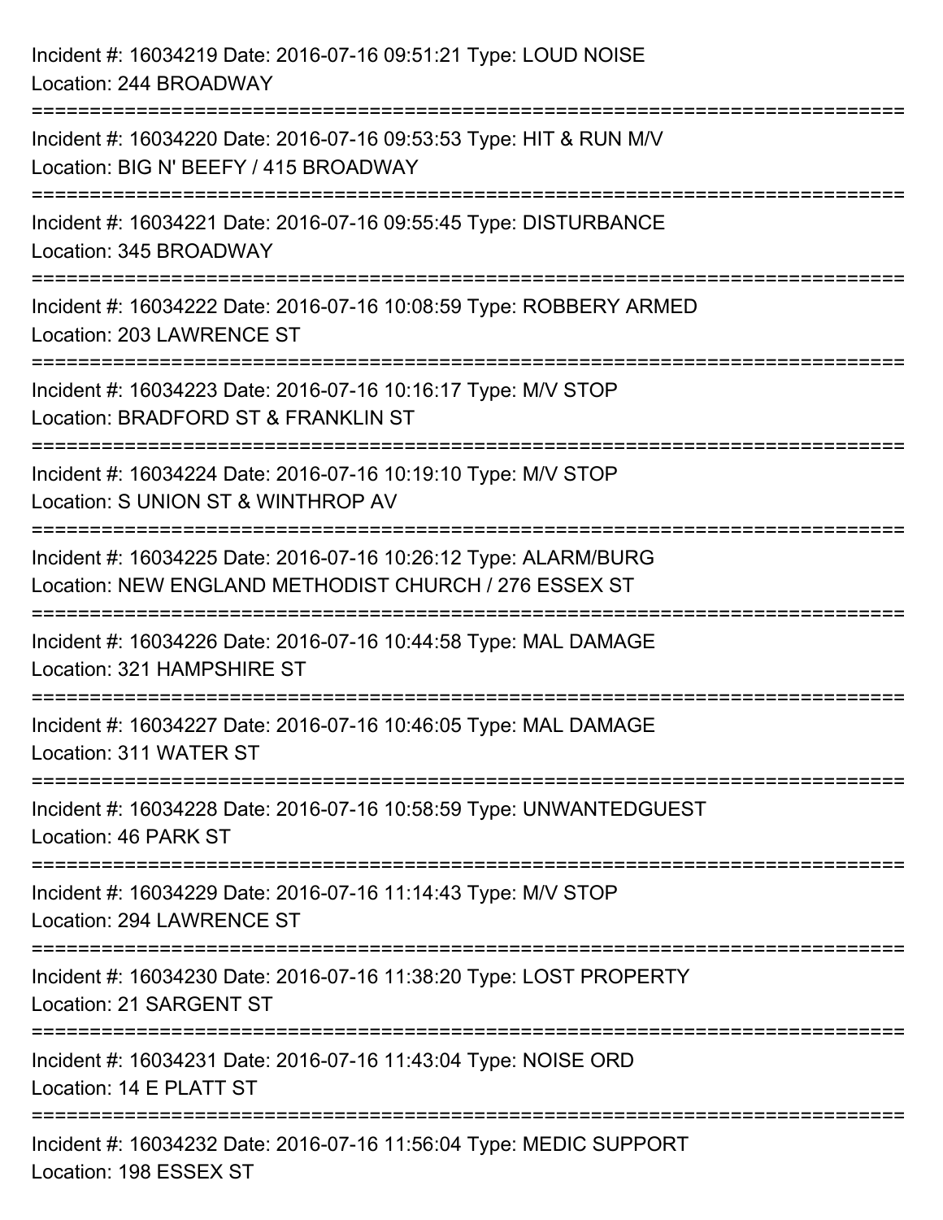Incident #: 16034219 Date: 2016-07-16 09:51:21 Type: LOUD NOISE
Location: 244 BROADWAY

===========================================================================

Incident #: 16034220 Date: 2016-07-16 09:53:53 Type: HIT & RUN M/V
Location: BIG N' BEEFY / 415 BROADWAY

===========================================================================

Incident #: 16034221 Date: 2016-07-16 09:55:45 Type: DISTURBANCE
Location: 345 BROADWAY

===========================================================================

Incident #: 16034222 Date: 2016-07-16 10:08:59 Type: ROBBERY ARMED
Location: 203 LAWRENCE ST

===========================================================================

Incident #: 16034223 Date: 2016-07-16 10:16:17 Type: M/V STOP
Location: BRADFORD ST & FRANKLIN ST

===========================================================================

Incident #: 16034224 Date: 2016-07-16 10:19:10 Type: M/V STOP
Location: S UNION ST & WINTHROP AV

===========================================================================

Incident #: 16034225 Date: 2016-07-16 10:26:12 Type: ALARM/BURG
Location: NEW ENGLAND METHODIST CHURCH / 276 ESSEX ST

===========================================================================

Incident #: 16034226 Date: 2016-07-16 10:44:58 Type: MAL DAMAGE
Location: 321 HAMPSHIRE ST

===========================================================================

Incident #: 16034227 Date: 2016-07-16 10:46:05 Type: MAL DAMAGE
Location: 311 WATER ST

===========================================================================

Incident #: 16034228 Date: 2016-07-16 10:58:59 Type: UNWANTEDGUEST
Location: 46 PARK ST

===========================================================================

Incident #: 16034229 Date: 2016-07-16 11:14:43 Type: M/V STOP
Location: 294 LAWRENCE ST

===========================================================================

Incident #: 16034230 Date: 2016-07-16 11:38:20 Type: LOST PROPERTY
Location: 21 SARGENT ST

===========================================================================

Incident #: 16034231 Date: 2016-07-16 11:43:04 Type: NOISE ORD
Location: 14 E PLATT ST

===========================================================================

Incident #: 16034232 Date: 2016-07-16 11:56:04 Type: MEDIC SUPPORT
Location: 198 ESSEX ST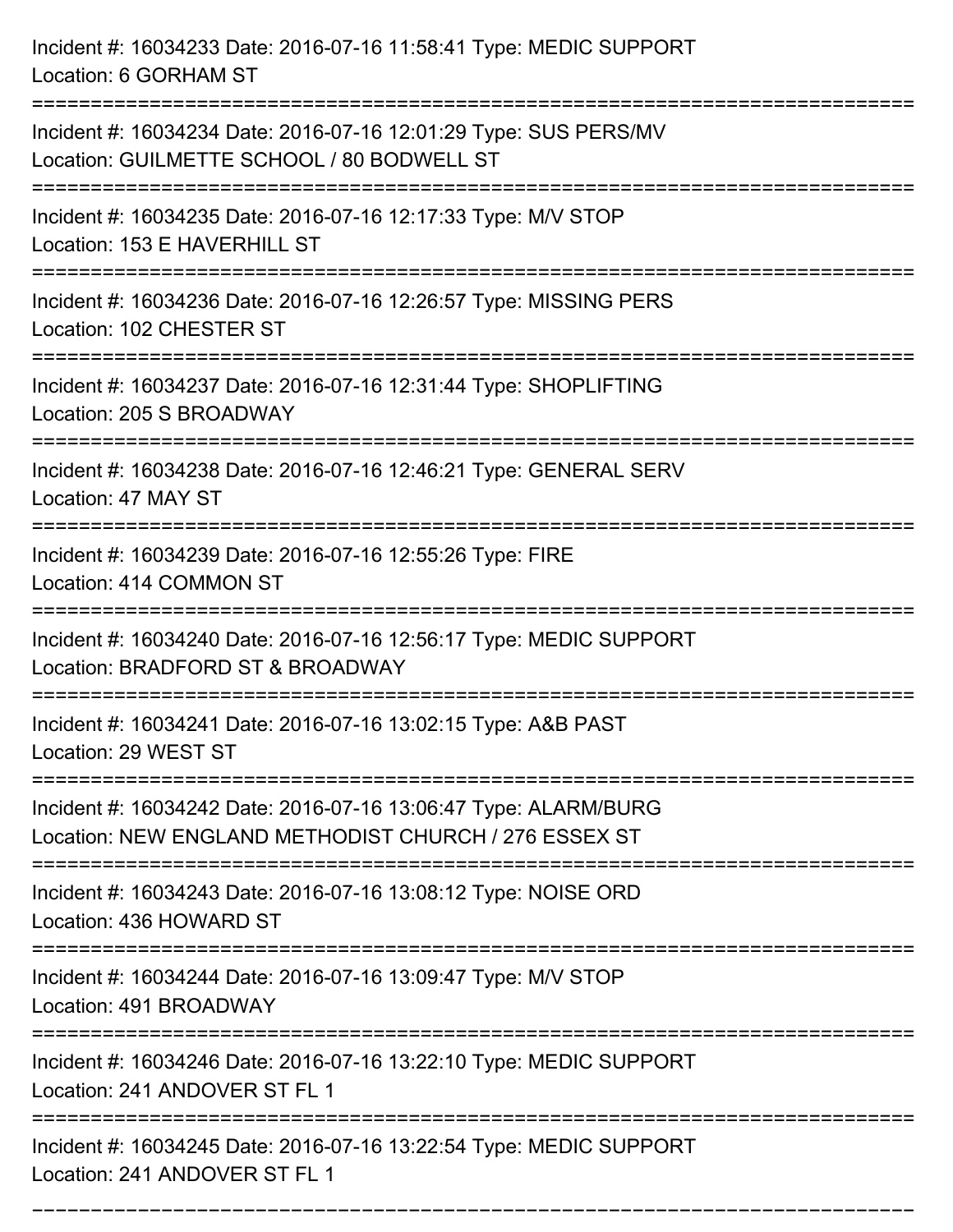Incident #: 16034233 Date: 2016-07-16 11:58:41 Type: MEDIC SUPPORT
Location: 6 GORHAM ST

===========================================================================

Incident #: 16034234 Date: 2016-07-16 12:01:29 Type: SUS PERS/MV
Location: GUILMETTE SCHOOL / 80 BODWELL ST

===========================================================================

Incident #: 16034235 Date: 2016-07-16 12:17:33 Type: M/V STOP
Location: 153 E HAVERHILL ST

===========================================================================

Incident #: 16034236 Date: 2016-07-16 12:26:57 Type: MISSING PERS
Location: 102 CHESTER ST

===========================================================================

Incident #: 16034237 Date: 2016-07-16 12:31:44 Type: SHOPLIFTING
Location: 205 S BROADWAY

===========================================================================

Incident #: 16034238 Date: 2016-07-16 12:46:21 Type: GENERAL SERV
Location: 47 MAY ST

===========================================================================

Incident #: 16034239 Date: 2016-07-16 12:55:26 Type: FIRE
Location: 414 COMMON ST

===========================================================================

Incident #: 16034240 Date: 2016-07-16 12:56:17 Type: MEDIC SUPPORT
Location: BRADFORD ST & BROADWAY

===========================================================================

Incident #: 16034241 Date: 2016-07-16 13:02:15 Type: A&B PAST
Location: 29 WEST ST

===========================================================================

Incident #: 16034242 Date: 2016-07-16 13:06:47 Type: ALARM/BURG
Location: NEW ENGLAND METHODIST CHURCH / 276 ESSEX ST

===========================================================================

Incident #: 16034243 Date: 2016-07-16 13:08:12 Type: NOISE ORD
Location: 436 HOWARD ST

===========================================================================

Incident #: 16034244 Date: 2016-07-16 13:09:47 Type: M/V STOP
Location: 491 BROADWAY

===========================================================================

Incident #: 16034246 Date: 2016-07-16 13:22:10 Type: MEDIC SUPPORT
Location: 241 ANDOVER ST FL 1

===========================================================================

Incident #: 16034245 Date: 2016-07-16 13:22:54 Type: MEDIC SUPPORT
Location: 241 ANDOVER ST FL 1

===========================================================================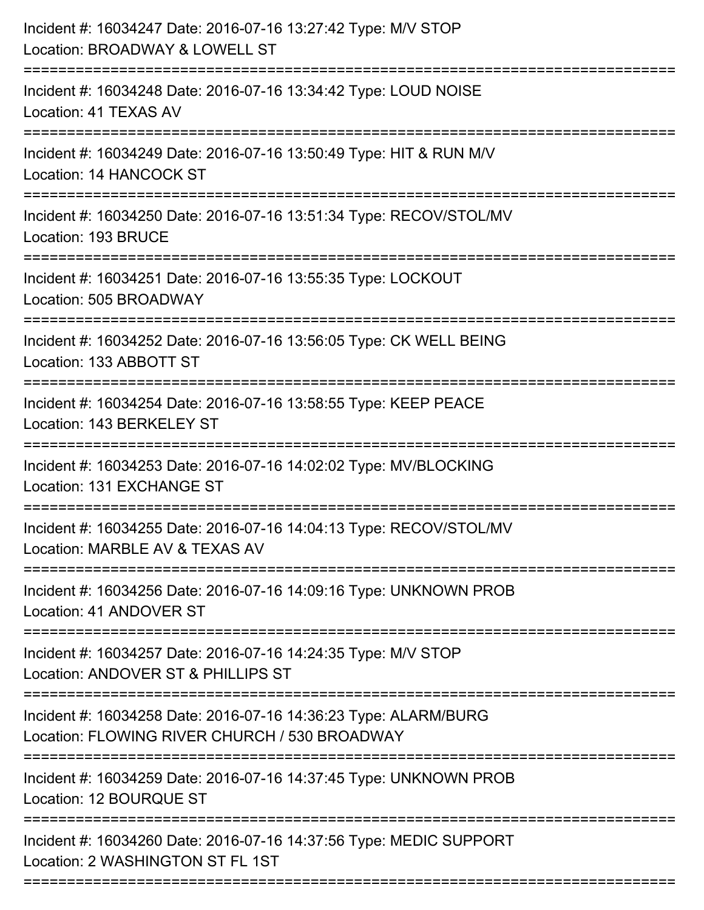Incident #: 16034247 Date: 2016-07-16 13:27:42 Type: M/V STOP
Location: BROADWAY & LOWELL ST

===========================================================================

Incident #: 16034248 Date: 2016-07-16 13:34:42 Type: LOUD NOISE
Location: 41 TEXAS AV

===========================================================================

Incident #: 16034249 Date: 2016-07-16 13:50:49 Type: HIT & RUN M/V
Location: 14 HANCOCK ST

===========================================================================

Incident #: 16034250 Date: 2016-07-16 13:51:34 Type: RECOV/STOL/MV
Location: 193 BRUCE

===========================================================================

Incident #: 16034251 Date: 2016-07-16 13:55:35 Type: LOCKOUT
Location: 505 BROADWAY

===========================================================================

Incident #: 16034252 Date: 2016-07-16 13:56:05 Type: CK WELL BEING
Location: 133 ABBOTT ST

===========================================================================

Incident #: 16034254 Date: 2016-07-16 13:58:55 Type: KEEP PEACE
Location: 143 BERKELEY ST

===========================================================================

Incident #: 16034253 Date: 2016-07-16 14:02:02 Type: MV/BLOCKING
Location: 131 EXCHANGE ST

===========================================================================

Incident #: 16034255 Date: 2016-07-16 14:04:13 Type: RECOV/STOL/MV
Location: MARBLE AV & TEXAS AV

===========================================================================

Incident #: 16034256 Date: 2016-07-16 14:09:16 Type: UNKNOWN PROB
Location: 41 ANDOVER ST

===========================================================================

Incident #: 16034257 Date: 2016-07-16 14:24:35 Type: M/V STOP
Location: ANDOVER ST & PHILLIPS ST

===========================================================================

Incident #: 16034258 Date: 2016-07-16 14:36:23 Type: ALARM/BURG
Location: FLOWING RIVER CHURCH / 530 BROADWAY

===========================================================================

Incident #: 16034259 Date: 2016-07-16 14:37:45 Type: UNKNOWN PROB
Location: 12 BOURQUE ST

===========================================================================

Incident #: 16034260 Date: 2016-07-16 14:37:56 Type: MEDIC SUPPORT
Location: 2 WASHINGTON ST FL 1ST

===========================================================================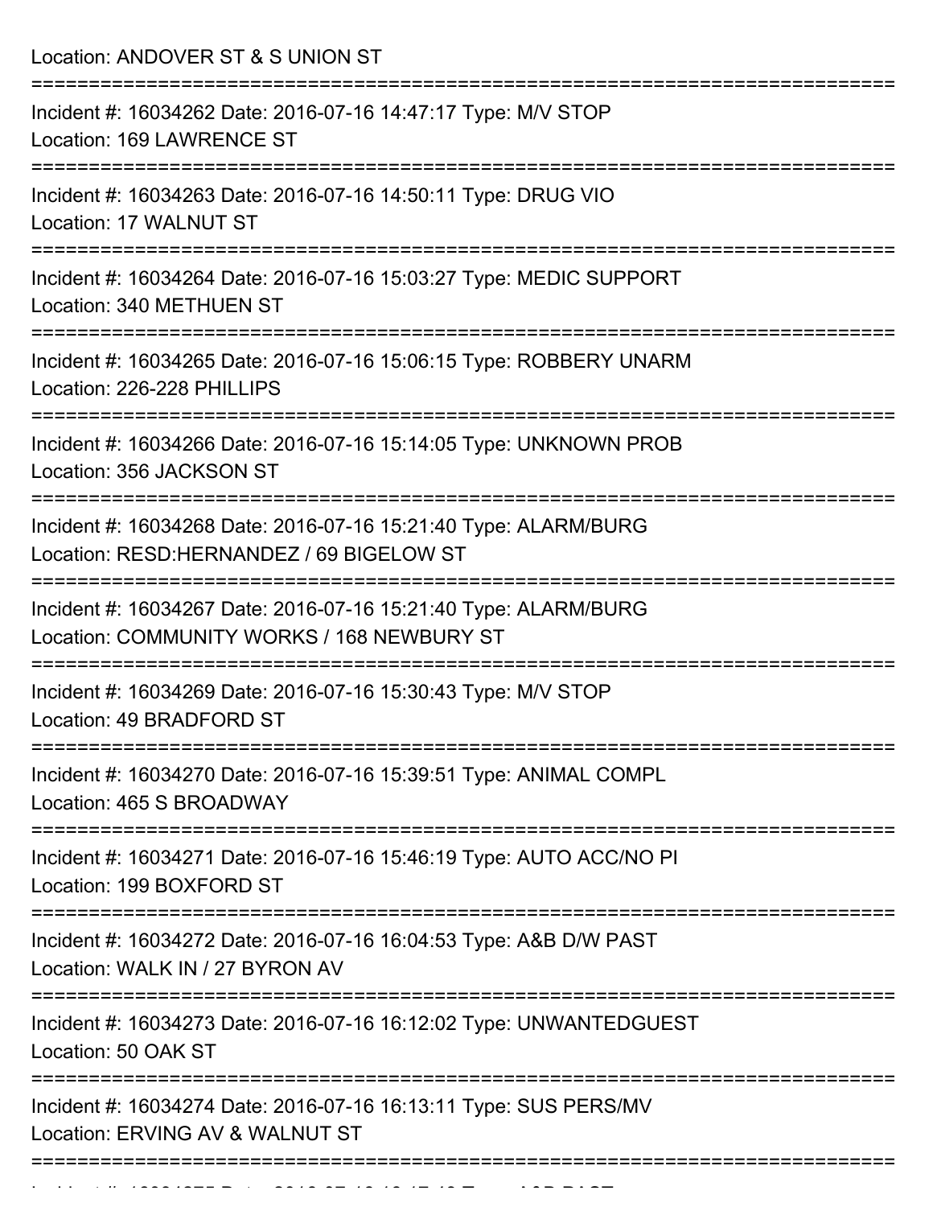Location: ANDOVER ST & S UNION ST

===========================================================================

Incident #: 16034262 Date: 2016-07-16 14:47:17 Type: M/V STOP

Location: 169 LAWRENCE ST

===========================================================================

Incident #: 16034263 Date: 2016-07-16 14:50:11 Type: DRUG VIO

Location: 17 WALNUT ST

===========================================================================

Incident #: 16034264 Date: 2016-07-16 15:03:27 Type: MEDIC SUPPORT

Location: 340 METHUEN ST

===========================================================================

Incident #: 16034265 Date: 2016-07-16 15:06:15 Type: ROBBERY UNARM

Location: 226-228 PHILLIPS

===========================================================================

Incident #: 16034266 Date: 2016-07-16 15:14:05 Type: UNKNOWN PROB

Location: 356 JACKSON ST

===========================================================================

Incident #: 16034268 Date: 2016-07-16 15:21:40 Type: ALARM/BURG

Location: RESD:HERNANDEZ / 69 BIGELOW ST

===========================================================================

Incident #: 16034267 Date: 2016-07-16 15:21:40 Type: ALARM/BURG

Location: COMMUNITY WORKS / 168 NEWBURY ST

===========================================================================

Incident #: 16034269 Date: 2016-07-16 15:30:43 Type: M/V STOP

Location: 49 BRADFORD ST

===========================================================================

Incident #: 16034270 Date: 2016-07-16 15:39:51 Type: ANIMAL COMPL

Location: 465 S BROADWAY

===========================================================================

Incident #: 16034271 Date: 2016-07-16 15:46:19 Type: AUTO ACC/NO PI

Location: 199 BOXFORD ST

===========================================================================

Incident #: 16034272 Date: 2016-07-16 16:04:53 Type: A&B D/W PAST

Location: WALK IN / 27 BYRON AV

===========================================================================

Incident #: 16034273 Date: 2016-07-16 16:12:02 Type: UNWANTEDGUEST

Location: 50 OAK ST

===========================================================================

Incident #: 16034274 Date: 2016-07-16 16:13:11 Type: SUS PERS/MV

Location: ERVING AV & WALNUT ST

===========================================================================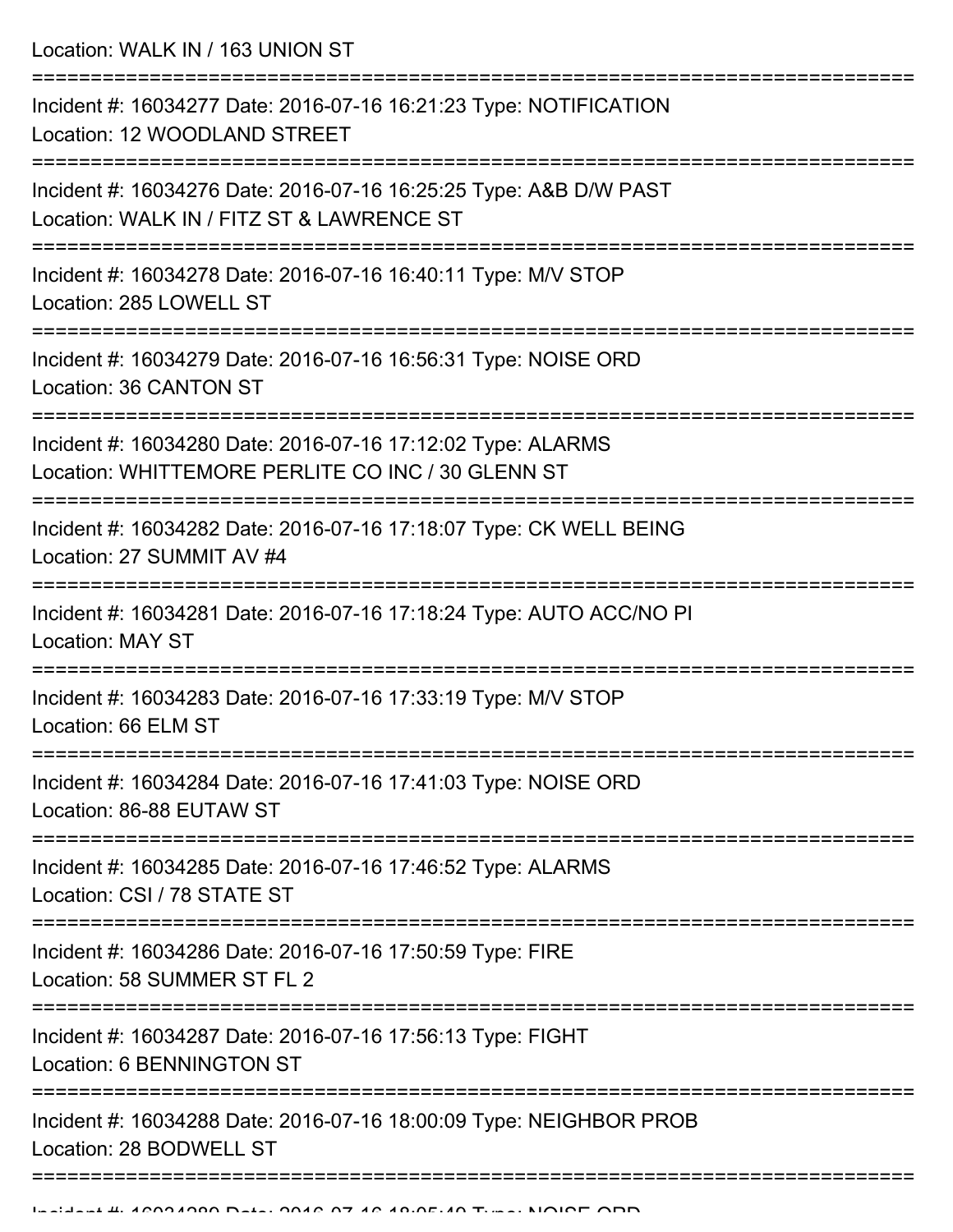Location: WALK IN / 163 UNION ST

===========================================================================

Incident #: 16034277 Date: 2016-07-16 16:21:23 Type: NOTIFICATION
Location: 12 WOODLAND STREET

===========================================================================

Incident #: 16034276 Date: 2016-07-16 16:25:25 Type: A&B D/W PAST
Location: WALK IN / FITZ ST & LAWRENCE ST

===========================================================================

Incident #: 16034278 Date: 2016-07-16 16:40:11 Type: M/V STOP
Location: 285 LOWELL ST

===========================================================================

Incident #: 16034279 Date: 2016-07-16 16:56:31 Type: NOISE ORD
Location: 36 CANTON ST

===========================================================================

Incident #: 16034280 Date: 2016-07-16 17:12:02 Type: ALARMS
Location: WHITTEMORE PERLITE CO INC / 30 GLENN ST

===========================================================================

Incident #: 16034282 Date: 2016-07-16 17:18:07 Type: CK WELL BEING
Location: 27 SUMMIT AV #4

===========================================================================

Incident #: 16034281 Date: 2016-07-16 17:18:24 Type: AUTO ACC/NO PI
Location: MAY ST

===========================================================================

Incident #: 16034283 Date: 2016-07-16 17:33:19 Type: M/V STOP
Location: 66 ELM ST

===========================================================================

Incident #: 16034284 Date: 2016-07-16 17:41:03 Type: NOISE ORD
Location: 86-88 EUTAW ST

===========================================================================

Incident #: 16034285 Date: 2016-07-16 17:46:52 Type: ALARMS
Location: CSI / 78 STATE ST

===========================================================================

Incident #: 16034286 Date: 2016-07-16 17:50:59 Type: FIRE
Location: 58 SUMMER ST FL 2

===========================================================================

Incident #: 16034287 Date: 2016-07-16 17:56:13 Type: FIGHT
Location: 6 BENNINGTON ST

===========================================================================

Incident #: 16034288 Date: 2016-07-16 18:00:09 Type: NEIGHBOR PROB
Location: 28 BODWELL ST

===========================================================================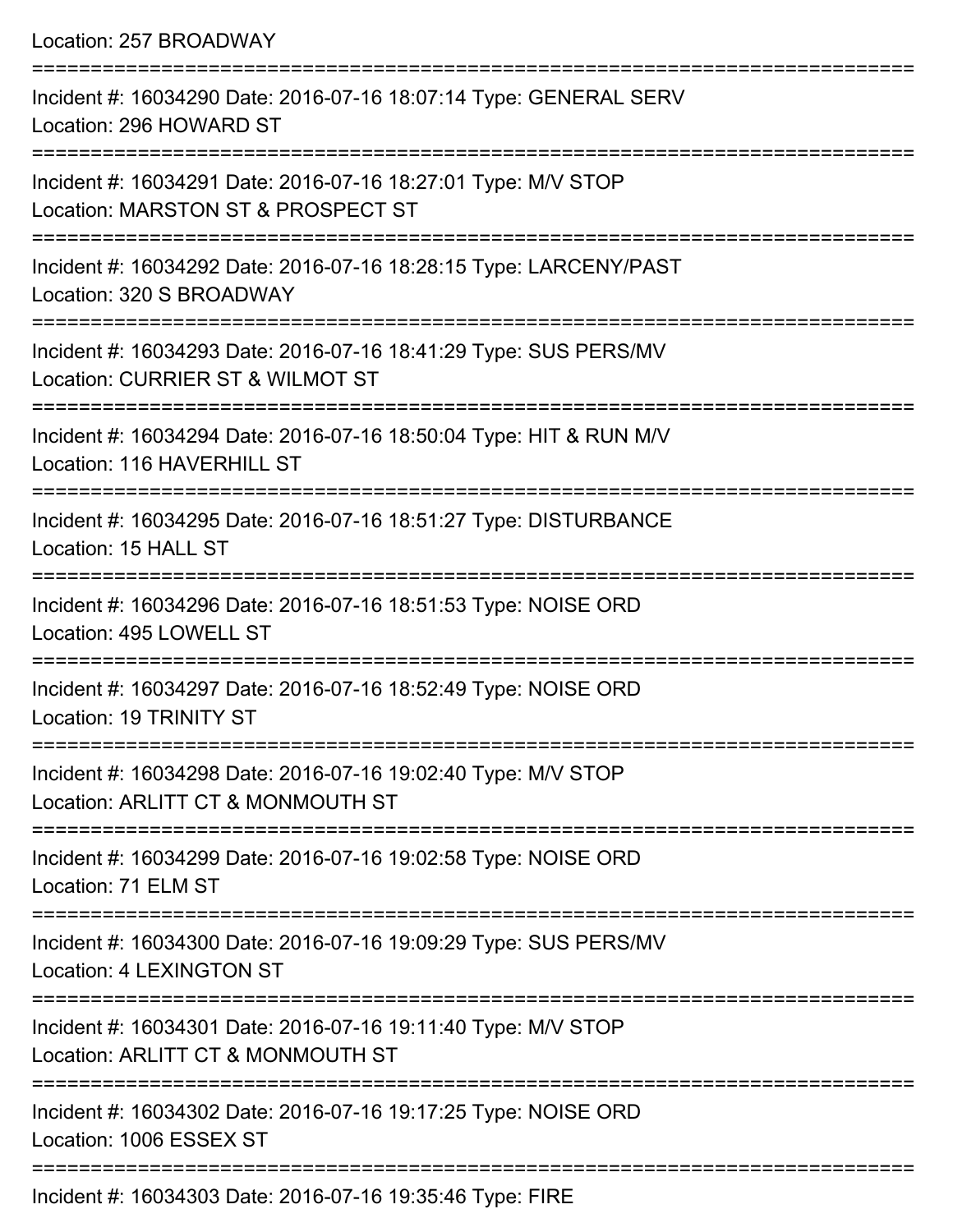Location: 257 BROADWAY

===========================================================================

Incident #: 16034290 Date: 2016-07-16 18:07:14 Type: GENERAL SERV
Location: 296 HOWARD ST

===========================================================================

Incident #: 16034291 Date: 2016-07-16 18:27:01 Type: M/V STOP
Location: MARSTON ST & PROSPECT ST

===========================================================================

Incident #: 16034292 Date: 2016-07-16 18:28:15 Type: LARCENY/PAST
Location: 320 S BROADWAY

===========================================================================

Incident #: 16034293 Date: 2016-07-16 18:41:29 Type: SUS PERS/MV
Location: CURRIER ST & WILMOT ST

===========================================================================

Incident #: 16034294 Date: 2016-07-16 18:50:04 Type: HIT & RUN M/V
Location: 116 HAVERHILL ST

===========================================================================

Incident #: 16034295 Date: 2016-07-16 18:51:27 Type: DISTURBANCE
Location: 15 HALL ST

===========================================================================

Incident #: 16034296 Date: 2016-07-16 18:51:53 Type: NOISE ORD
Location: 495 LOWELL ST

===========================================================================

Incident #: 16034297 Date: 2016-07-16 18:52:49 Type: NOISE ORD
Location: 19 TRINITY ST

===========================================================================

Incident #: 16034298 Date: 2016-07-16 19:02:40 Type: M/V STOP
Location: ARLITT CT & MONMOUTH ST

===========================================================================

Incident #: 16034299 Date: 2016-07-16 19:02:58 Type: NOISE ORD
Location: 71 ELM ST

===========================================================================

Incident #: 16034300 Date: 2016-07-16 19:09:29 Type: SUS PERS/MV
Location: 4 LEXINGTON ST

===========================================================================

Incident #: 16034301 Date: 2016-07-16 19:11:40 Type: M/V STOP
Location: ARLITT CT & MONMOUTH ST

===========================================================================

Incident #: 16034302 Date: 2016-07-16 19:17:25 Type: NOISE ORD
Location: 1006 ESSEX ST

===========================================================================

Incident #: 16034303 Date: 2016-07-16 19:35:46 Type: FIRE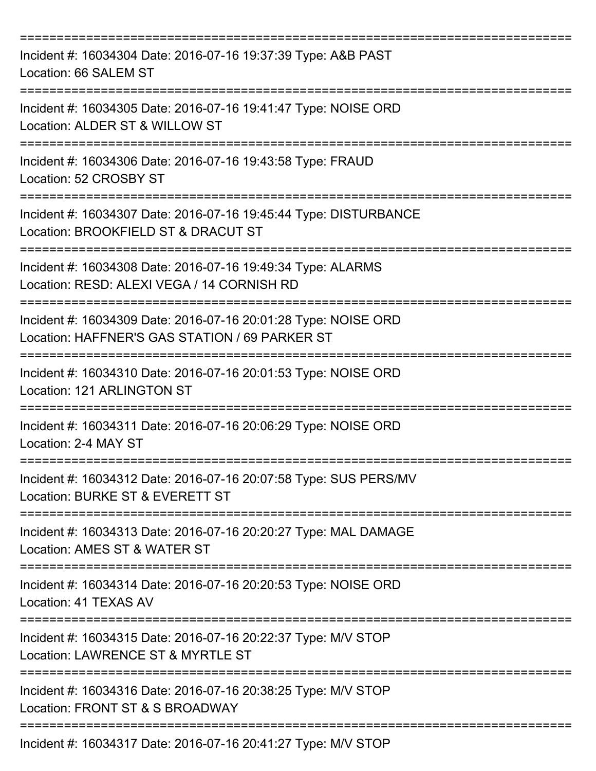===========================================================================

Incident #: 16034304 Date: 2016-07-16 19:37:39 Type: A&B PAST
Location: 66 SALEM ST

===========================================================================

Incident #: 16034305 Date: 2016-07-16 19:41:47 Type: NOISE ORD
Location: ALDER ST & WILLOW ST

===========================================================================

Incident #: 16034306 Date: 2016-07-16 19:43:58 Type: FRAUD
Location: 52 CROSBY ST

===========================================================================

Incident #: 16034307 Date: 2016-07-16 19:45:44 Type: DISTURBANCE
Location: BROOKFIELD ST & DRACUT ST

===========================================================================

Incident #: 16034308 Date: 2016-07-16 19:49:34 Type: ALARMS
Location: RESD: ALEXI VEGA / 14 CORNISH RD

===========================================================================

Incident #: 16034309 Date: 2016-07-16 20:01:28 Type: NOISE ORD
Location: HAFFNER'S GAS STATION / 69 PARKER ST

===========================================================================

Incident #: 16034310 Date: 2016-07-16 20:01:53 Type: NOISE ORD
Location: 121 ARLINGTON ST

===========================================================================

Incident #: 16034311 Date: 2016-07-16 20:06:29 Type: NOISE ORD
Location: 2-4 MAY ST

===========================================================================

Incident #: 16034312 Date: 2016-07-16 20:07:58 Type: SUS PERS/MV
Location: BURKE ST & EVERETT ST

===========================================================================

Incident #: 16034313 Date: 2016-07-16 20:20:27 Type: MAL DAMAGE
Location: AMES ST & WATER ST

===========================================================================

Incident #: 16034314 Date: 2016-07-16 20:20:53 Type: NOISE ORD
Location: 41 TEXAS AV

===========================================================================

Incident #: 16034315 Date: 2016-07-16 20:22:37 Type: M/V STOP
Location: LAWRENCE ST & MYRTLE ST

===========================================================================

Incident #: 16034316 Date: 2016-07-16 20:38:25 Type: M/V STOP
Location: FRONT ST & S BROADWAY

===========================================================================

Incident #: 16034317 Date: 2016-07-16 20:41:27 Type: M/V STOP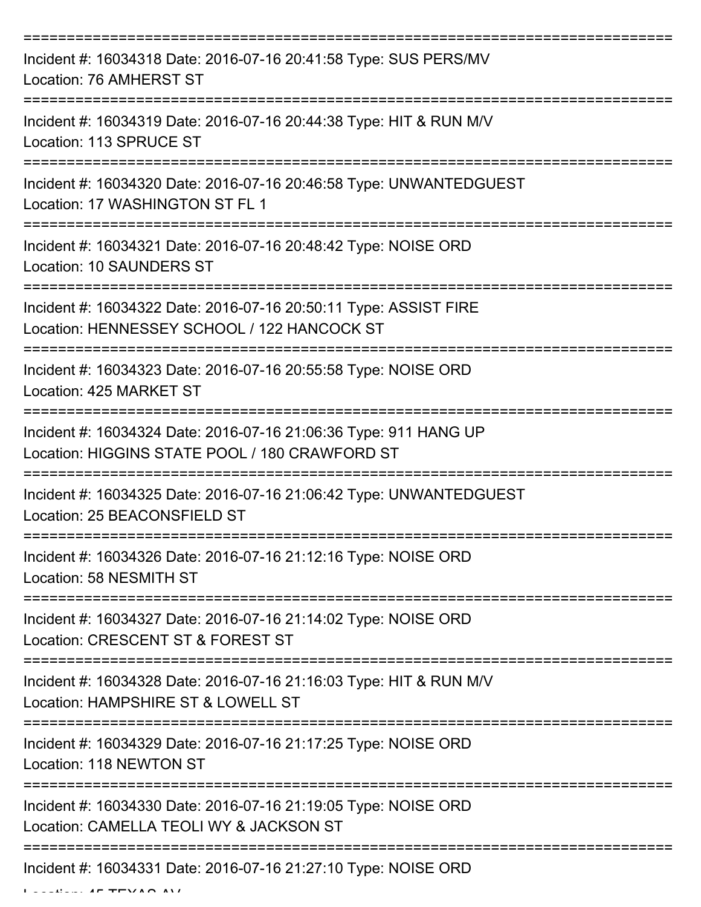===========================================================================

Incident #: 16034318 Date: 2016-07-16 20:41:58 Type: SUS PERS/MV
Location: 76 AMHERST ST

===========================================================================

Incident #: 16034319 Date: 2016-07-16 20:44:38 Type: HIT & RUN M/V
Location: 113 SPRUCE ST

===========================================================================

Incident #: 16034320 Date: 2016-07-16 20:46:58 Type: UNWANTEDGUEST
Location: 17 WASHINGTON ST FL 1

===========================================================================

Incident #: 16034321 Date: 2016-07-16 20:48:42 Type: NOISE ORD
Location: 10 SAUNDERS ST

===========================================================================

Incident #: 16034322 Date: 2016-07-16 20:50:11 Type: ASSIST FIRE
Location: HENNESSEY SCHOOL / 122 HANCOCK ST

===========================================================================

Incident #: 16034323 Date: 2016-07-16 20:55:58 Type: NOISE ORD
Location: 425 MARKET ST

===========================================================================

Incident #: 16034324 Date: 2016-07-16 21:06:36 Type: 911 HANG UP
Location: HIGGINS STATE POOL / 180 CRAWFORD ST

===========================================================================

Incident #: 16034325 Date: 2016-07-16 21:06:42 Type: UNWANTEDGUEST
Location: 25 BEACONSFIELD ST

===========================================================================

Incident #: 16034326 Date: 2016-07-16 21:12:16 Type: NOISE ORD
Location: 58 NESMITH ST

===========================================================================

Incident #: 16034327 Date: 2016-07-16 21:14:02 Type: NOISE ORD
Location: CRESCENT ST & FOREST ST

===========================================================================

Incident #: 16034328 Date: 2016-07-16 21:16:03 Type: HIT & RUN M/V
Location: HAMPSHIRE ST & LOWELL ST

===========================================================================

Incident #: 16034329 Date: 2016-07-16 21:17:25 Type: NOISE ORD
Location: 118 NEWTON ST

===========================================================================

Incident #: 16034330 Date: 2016-07-16 21:19:05 Type: NOISE ORD
Location: CAMELLA TEOLI WY & JACKSON ST

===========================================================================

Incident #: 16034331 Date: 2016-07-16 21:27:10 Type: NOISE ORD
Location: 45 TEXAS AV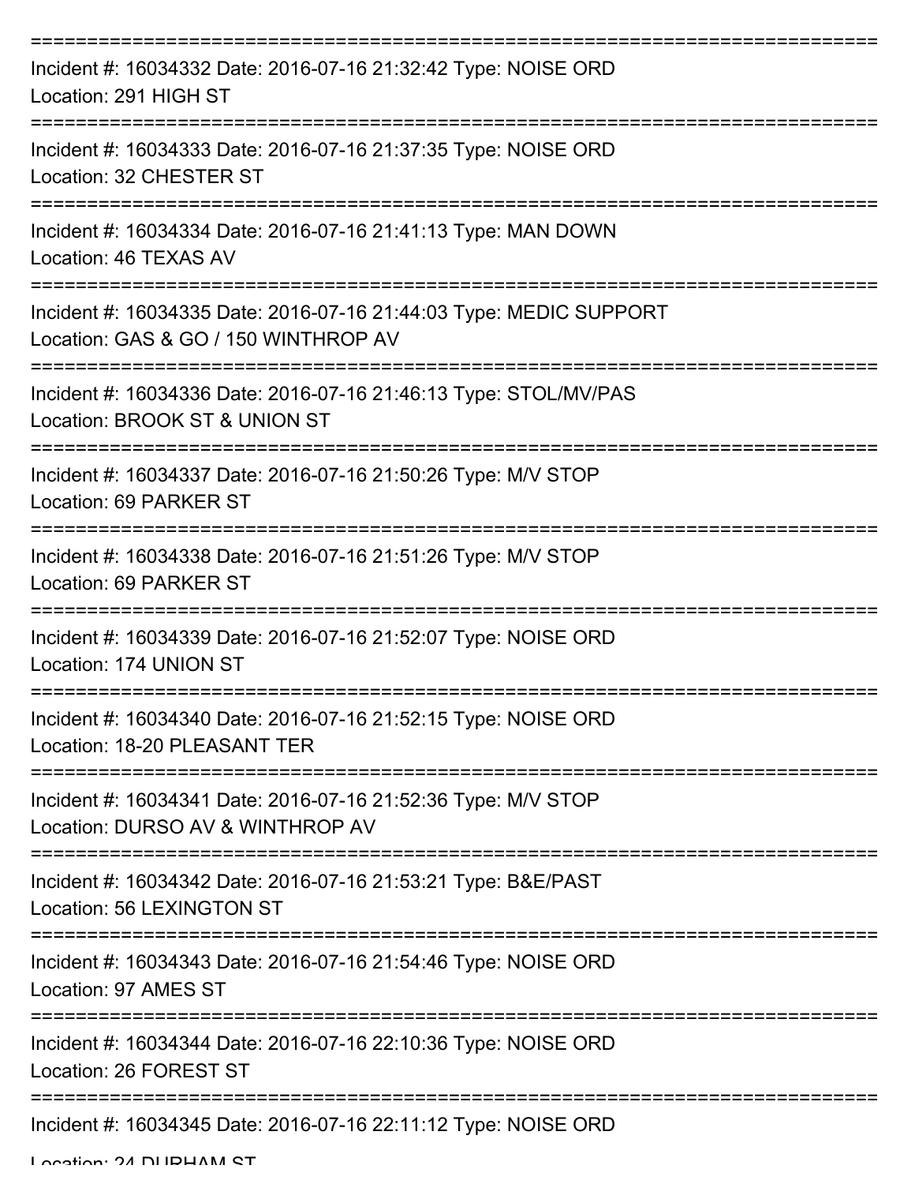===========================================================================

Incident #: 16034332 Date: 2016-07-16 21:32:42 Type: NOISE ORD
Location: 291 HIGH ST

===========================================================================

Incident #: 16034333 Date: 2016-07-16 21:37:35 Type: NOISE ORD
Location: 32 CHESTER ST

===========================================================================

Incident #: 16034334 Date: 2016-07-16 21:41:13 Type: MAN DOWN
Location: 46 TEXAS AV

===========================================================================

Incident #: 16034335 Date: 2016-07-16 21:44:03 Type: MEDIC SUPPORT
Location: GAS & GO / 150 WINTHROP AV

===========================================================================

Incident #: 16034336 Date: 2016-07-16 21:46:13 Type: STOL/MV/PAS
Location: BROOK ST & UNION ST

===========================================================================

Incident #: 16034337 Date: 2016-07-16 21:50:26 Type: M/V STOP
Location: 69 PARKER ST

===========================================================================

Incident #: 16034338 Date: 2016-07-16 21:51:26 Type: M/V STOP
Location: 69 PARKER ST

===========================================================================

Incident #: 16034339 Date: 2016-07-16 21:52:07 Type: NOISE ORD
Location: 174 UNION ST

===========================================================================

Incident #: 16034340 Date: 2016-07-16 21:52:15 Type: NOISE ORD
Location: 18-20 PLEASANT TER

===========================================================================

Incident #: 16034341 Date: 2016-07-16 21:52:36 Type: M/V STOP
Location: DURSO AV & WINTHROP AV

===========================================================================

Incident #: 16034342 Date: 2016-07-16 21:53:21 Type: B&E/PAST
Location: 56 LEXINGTON ST

===========================================================================

Incident #: 16034343 Date: 2016-07-16 21:54:46 Type: NOISE ORD
Location: 97 AMES ST

===========================================================================

Incident #: 16034344 Date: 2016-07-16 22:10:36 Type: NOISE ORD
Location: 26 FOREST ST

===========================================================================

Incident #: 16034345 Date: 2016-07-16 22:11:12 Type: NOISE ORD
Location: 24 DURHAM ST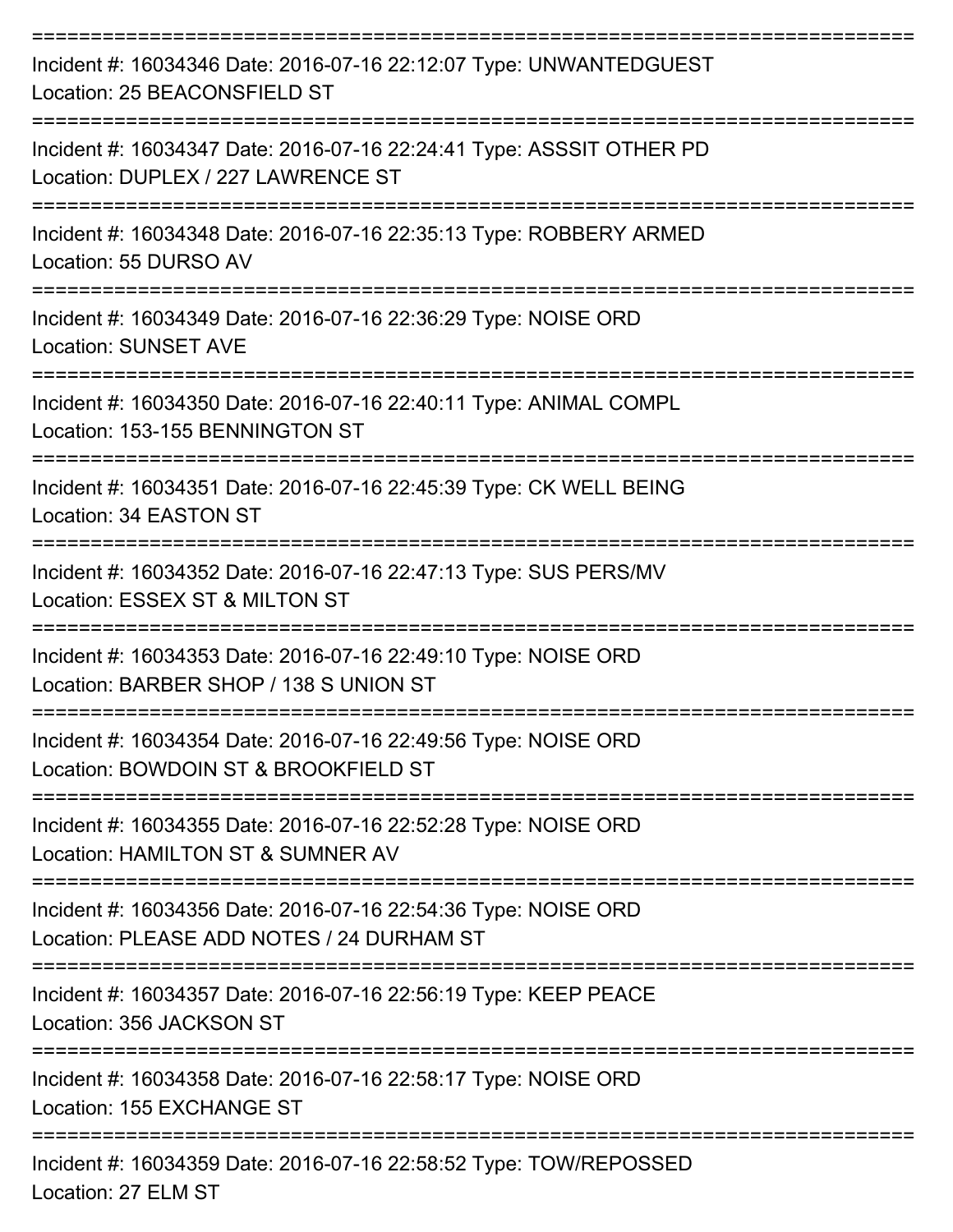===========================================================================
Incident #: 16034346 Date: 2016-07-16 22:12:07 Type: UNWANTEDGUEST
Location: 25 BEACONSFIELD ST
===========================================================================
Incident #: 16034347 Date: 2016-07-16 22:24:41 Type: ASSSIT OTHER PD
Location: DUPLEX / 227 LAWRENCE ST
===========================================================================
Incident #: 16034348 Date: 2016-07-16 22:35:13 Type: ROBBERY ARMED
Location: 55 DURSO AV
===========================================================================
Incident #: 16034349 Date: 2016-07-16 22:36:29 Type: NOISE ORD
Location: SUNSET AVE
===========================================================================
Incident #: 16034350 Date: 2016-07-16 22:40:11 Type: ANIMAL COMPL
Location: 153-155 BENNINGTON ST
===========================================================================
Incident #: 16034351 Date: 2016-07-16 22:45:39 Type: CK WELL BEING
Location: 34 EASTON ST
===========================================================================
Incident #: 16034352 Date: 2016-07-16 22:47:13 Type: SUS PERS/MV
Location: ESSEX ST & MILTON ST
===========================================================================
Incident #: 16034353 Date: 2016-07-16 22:49:10 Type: NOISE ORD
Location: BARBER SHOP / 138 S UNION ST
===========================================================================
Incident #: 16034354 Date: 2016-07-16 22:49:56 Type: NOISE ORD
Location: BOWDOIN ST & BROOKFIELD ST
===========================================================================
Incident #: 16034355 Date: 2016-07-16 22:52:28 Type: NOISE ORD
Location: HAMILTON ST & SUMNER AV
===========================================================================
Incident #: 16034356 Date: 2016-07-16 22:54:36 Type: NOISE ORD
Location: PLEASE ADD NOTES / 24 DURHAM ST
===========================================================================
Incident #: 16034357 Date: 2016-07-16 22:56:19 Type: KEEP PEACE
Location: 356 JACKSON ST
===========================================================================
Incident #: 16034358 Date: 2016-07-16 22:58:17 Type: NOISE ORD
Location: 155 EXCHANGE ST
===========================================================================
Incident #: 16034359 Date: 2016-07-16 22:58:52 Type: TOW/REPOSSED
Location: 27 ELM ST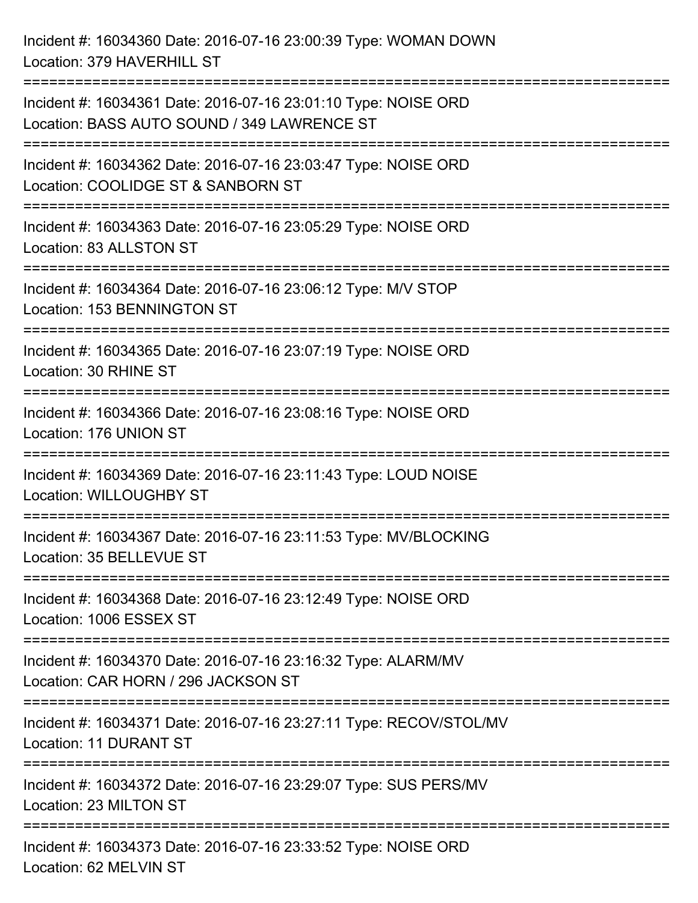Incident #: 16034360 Date: 2016-07-16 23:00:39 Type: WOMAN DOWN
Location: 379 HAVERHILL ST

===========================================================================

Incident #: 16034361 Date: 2016-07-16 23:01:10 Type: NOISE ORD
Location: BASS AUTO SOUND / 349 LAWRENCE ST

===========================================================================

Incident #: 16034362 Date: 2016-07-16 23:03:47 Type: NOISE ORD
Location: COOLIDGE ST & SANBORN ST

===========================================================================

Incident #: 16034363 Date: 2016-07-16 23:05:29 Type: NOISE ORD
Location: 83 ALLSTON ST

===========================================================================

Incident #: 16034364 Date: 2016-07-16 23:06:12 Type: M/V STOP
Location: 153 BENNINGTON ST

===========================================================================

Incident #: 16034365 Date: 2016-07-16 23:07:19 Type: NOISE ORD
Location: 30 RHINE ST

===========================================================================

Incident #: 16034366 Date: 2016-07-16 23:08:16 Type: NOISE ORD
Location: 176 UNION ST

===========================================================================

Incident #: 16034369 Date: 2016-07-16 23:11:43 Type: LOUD NOISE
Location: WILLOUGHBY ST

===========================================================================

Incident #: 16034367 Date: 2016-07-16 23:11:53 Type: MV/BLOCKING
Location: 35 BELLEVUE ST

===========================================================================

Incident #: 16034368 Date: 2016-07-16 23:12:49 Type: NOISE ORD
Location: 1006 ESSEX ST

===========================================================================

Incident #: 16034370 Date: 2016-07-16 23:16:32 Type: ALARM/MV
Location: CAR HORN / 296 JACKSON ST

===========================================================================

Incident #: 16034371 Date: 2016-07-16 23:27:11 Type: RECOV/STOL/MV
Location: 11 DURANT ST

===========================================================================

Incident #: 16034372 Date: 2016-07-16 23:29:07 Type: SUS PERS/MV
Location: 23 MILTON ST

===========================================================================

Incident #: 16034373 Date: 2016-07-16 23:33:52 Type: NOISE ORD
Location: 62 MELVIN ST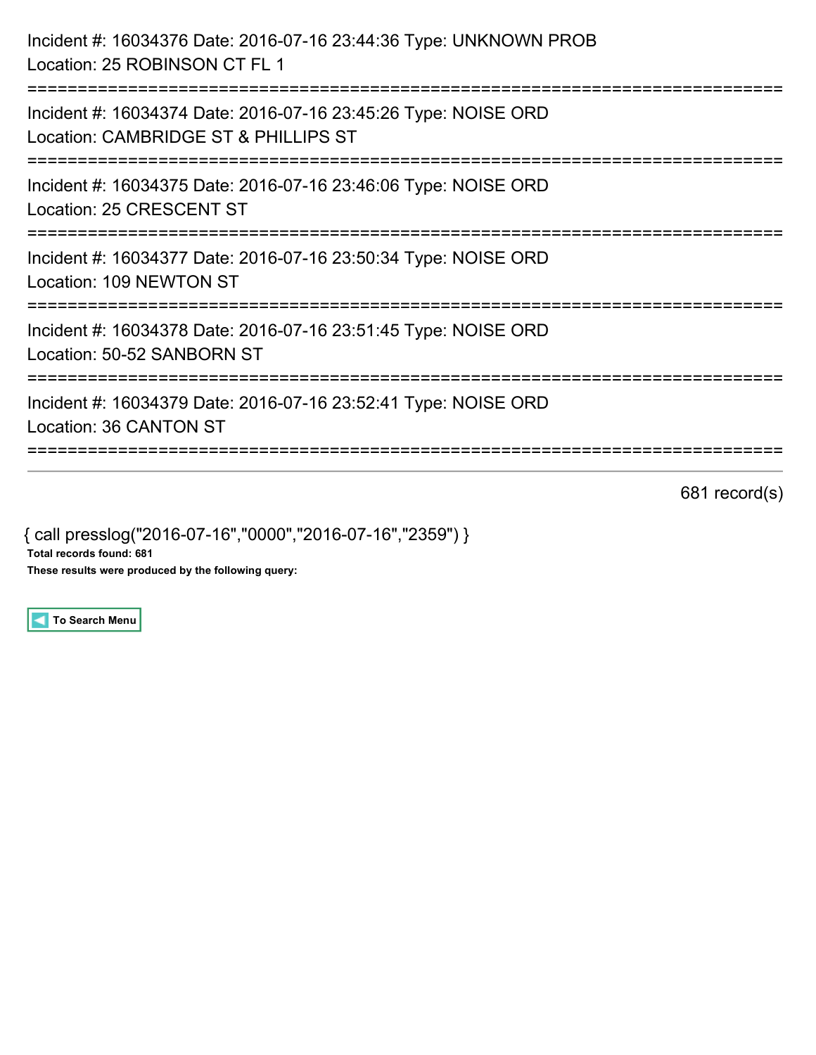Incident #: 16034376 Date: 2016-07-16 23:44:36 Type: UNKNOWN PROB
Location: 25 ROBINSON CT FL 1

===========================================================================

Incident #: 16034374 Date: 2016-07-16 23:45:26 Type: NOISE ORD
Location: CAMBRIDGE ST & PHILLIPS ST

===========================================================================

Incident #: 16034375 Date: 2016-07-16 23:46:06 Type: NOISE ORD
Location: 25 CRESCENT ST

===========================================================================

Incident #: 16034377 Date: 2016-07-16 23:50:34 Type: NOISE ORD
Location: 109 NEWTON ST

===========================================================================

Incident #: 16034378 Date: 2016-07-16 23:51:45 Type: NOISE ORD
Location: 50-52 SANBORN ST

===========================================================================

Incident #: 16034379 Date: 2016-07-16 23:52:41 Type: NOISE ORD
Location: 36 CANTON ST

===========================================================================

681 record(s)

{ call presslog("2016-07-16","0000","2016-07-16","2359") }

**Total records found: 681**

**These results were produced by the following query:**

**To Search Menu**